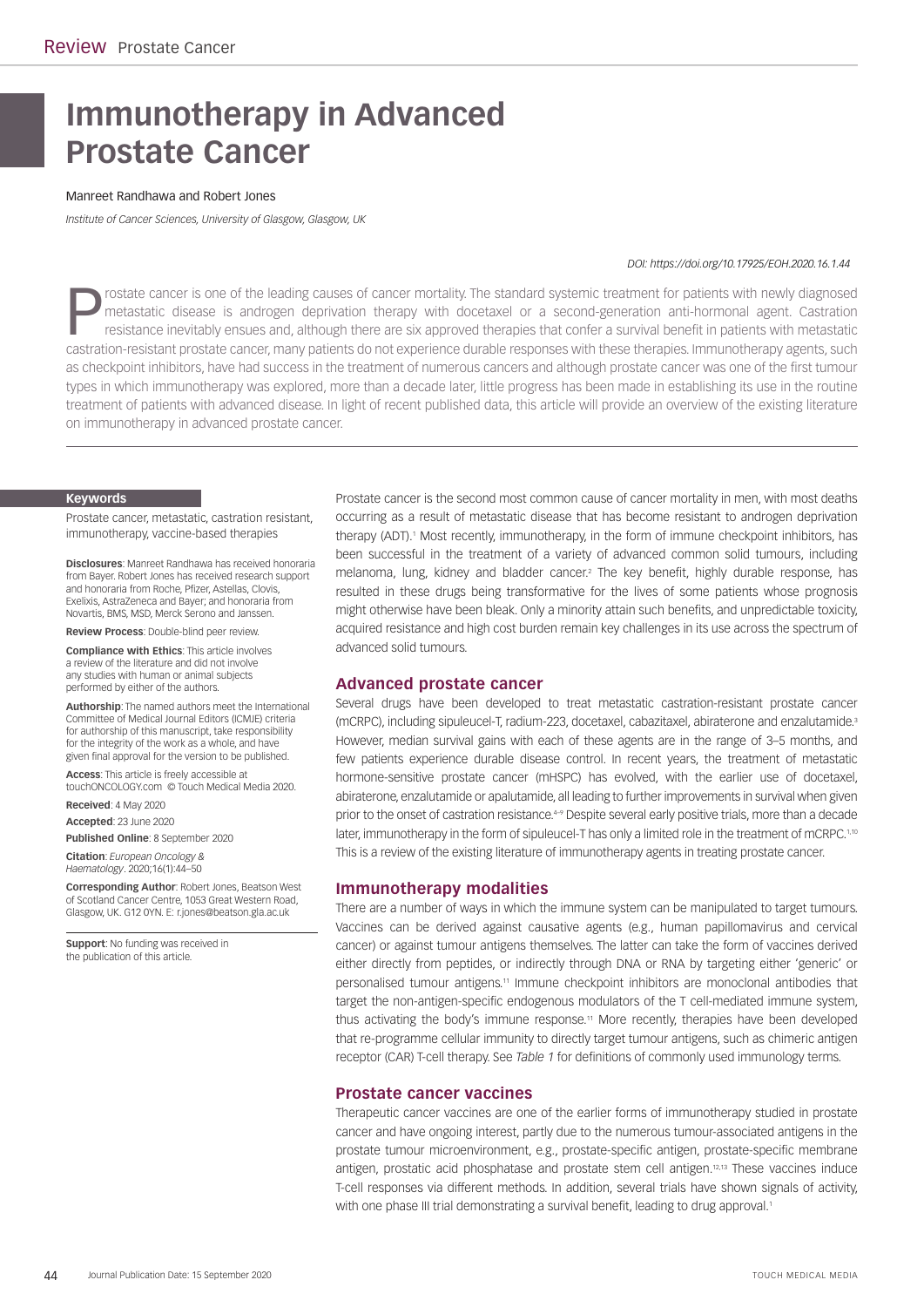# Immunotherapy in Advanced Prostate Cancer

Manreet Randhawa and Robert Jones

*Institute of Cancer Sciences, University of Glasgow, Glasgow, UK*

*DOI: https://doi.org/10.17925/EOH.2020.16.1.44*

Prostate cancer is one of the leading causes of cancer mortality. The standard systemic treatment for patients with newly diagnosed metastatic disease is androgen deprivation therapy with docetaxel or a second-generation anti-hormonal agent. Castration resistance inevitably ensues and, although there are six approved therapies that confer a survival benefit in patients with metastatic castration-resistant prostate cancer, many patients do not experience durable responses with these therapies. Immunotherapy agents, such as checkpoint inhibitors, have had success in the treatment of numerous cancers and although prostate cancer was one of the first tumour types in which immunotherapy was explored, more than a decade later, little progress has been made in establishing its use in the routine treatment of patients with advanced disease. In light of recent published data, this article will provide an overview of the existing literature on immunotherapy in advanced prostate cancer.

**Keywords**

Prostate cancer, metastatic, castration resistant, immunotherapy, vaccine-based therapies

**Disclosures**: Manreet Randhawa has received honoraria from Bayer. Robert Jones has received research support and honoraria from Roche, Pfizer, Astellas, Clovis, Exelixis, AstraZeneca and Bayer; and honoraria from Novartis, BMS, MSD, Merck Serono and Janssen.

**Review Process**: Double-blind peer review.

**Compliance with Ethics**: This article involves a review of the literature and did not involve any studies with human or animal subjects performed by either of the authors.

**Authorship**: The named authors meet the International Committee of Medical Journal Editors (ICMJE) criteria for authorship of this manuscript, take responsibility for the integrity of the work as a whole, and have given final approval for the version to be published.

**Access**: This article is freely accessible at touchONCOLOGY.com © Touch Medical Media 2020.

**Received**: 4 May 2020

**Accepted**: 23 June 2020

**Published Online**: 8 September 2020

**Citation**: *European Oncology & Haematology*. 2020;16(1):44–50

**Corresponding Author**: Robert Jones, Beatson West of Scotland Cancer Centre, 1053 Great Western Road, Glasgow, UK. G12 0YN. E: r.jones@beatson.gla.ac.uk

**Support**: No funding was received in the publication of this article.

Prostate cancer is the second most common cause of cancer mortality in men, with most deaths occurring as a result of metastatic disease that has become resistant to androgen deprivation therapy (ADT).[1] Most recently, immunotherapy, in the form of immune checkpoint inhibitors, has been successful in the treatment of a variety of advanced common solid tumours, including melanoma, lung, kidney and bladder cancer.[2] The key benefit, highly durable response, has resulted in these drugs being transformative for the lives of some patients whose prognosis might otherwise have been bleak. Only a minority attain such benefits, and unpredictable toxicity, acquired resistance and high cost burden remain key challenges in its use across the spectrum of advanced solid tumours.

## Advanced prostate cancer

Several drugs have been developed to treat metastatic castration-resistant prostate cancer (mCRPC), including sipuleucel-T, radium-223, docetaxel, cabazitaxel, abiraterone and enzalutamide.[3] However, median survival gains with each of these agents are in the range of 3–5 months, and few patients experience durable disease control. In recent years, the treatment of metastatic hormone-sensitive prostate cancer (mHSPC) has evolved, with the earlier use of docetaxel, abiraterone, enzalutamide or apalutamide, all leading to further improvements in survival when given prior to the onset of castration resistance.[4–9] Despite several early positive trials, more than a decade later, immunotherapy in the form of sipuleucel-T has only a limited role in the treatment of mCRPC.[1,10] This is a review of the existing literature of immunotherapy agents in treating prostate cancer.

## Immunotherapy modalities

There are a number of ways in which the immune system can be manipulated to target tumours. Vaccines can be derived against causative agents (e.g., human papillomavirus and cervical cancer) or against tumour antigens themselves. The latter can take the form of vaccines derived either directly from peptides, or indirectly through DNA or RNA by targeting either 'generic' or personalised tumour antigens.[11] Immune checkpoint inhibitors are monoclonal antibodies that target the non-antigen-specific endogenous modulators of the T cell-mediated immune system, thus activating the body's immune response.[11] More recently, therapies have been developed that re-programme cellular immunity to directly target tumour antigens, such as chimeric antigen receptor (CAR) T-cell therapy. See *Table 1* for definitions of commonly used immunology terms.

## Prostate cancer vaccines

Therapeutic cancer vaccines are one of the earlier forms of immunotherapy studied in prostate cancer and have ongoing interest, partly due to the numerous tumour-associated antigens in the prostate tumour microenvironment, e.g., prostate-specific antigen, prostate-specific membrane antigen, prostatic acid phosphatase and prostate stem cell antigen.[12,13] These vaccines induce T-cell responses via different methods. In addition, several trials have shown signals of activity, with one phase III trial demonstrating a survival benefit, leading to drug approval.[1]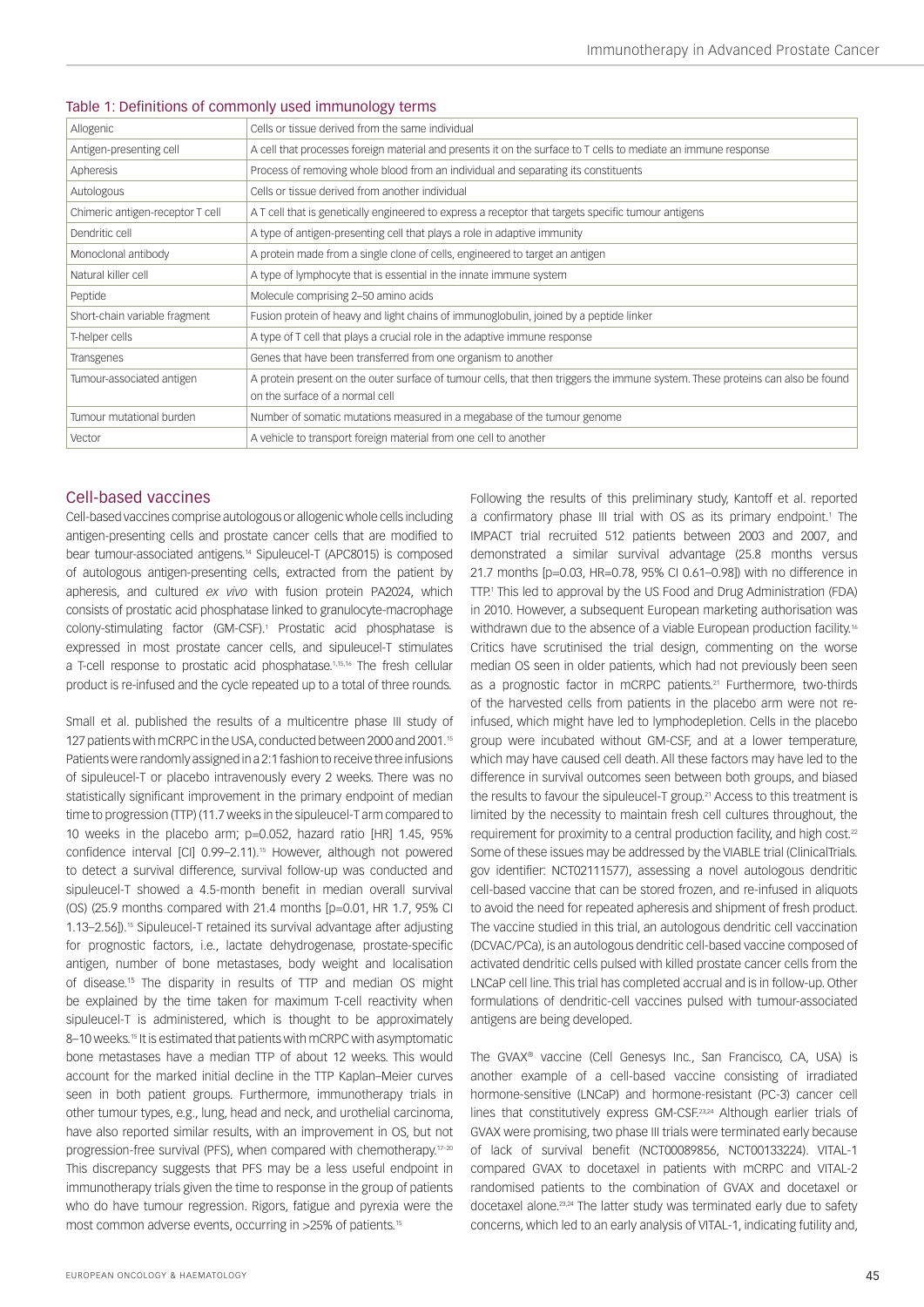Table 1: Definitions of commonly used immunology terms

| Term | Definition |
|---|---|
| Allogenic | Cells or tissue derived from the same individual |
| Antigen-presenting cell | A cell that processes foreign material and presents it on the surface to T cells to mediate an immune response |
| Apheresis | Process of removing whole blood from an individual and separating its constituents |
| Autologous | Cells or tissue derived from another individual |
| Chimeric antigen-receptor T cell | A T cell that is genetically engineered to express a receptor that targets specific tumour antigens |
| Dendritic cell | A type of antigen-presenting cell that plays a role in adaptive immunity |
| Monoclonal antibody | A protein made from a single clone of cells, engineered to target an antigen |
| Natural killer cell | A type of lymphocyte that is essential in the innate immune system |
| Peptide | Molecule comprising 2–50 amino acids |
| Short-chain variable fragment | Fusion protein of heavy and light chains of immunoglobulin, joined by a peptide linker |
| T-helper cells | A type of T cell that plays a crucial role in the adaptive immune response |
| Transgenes | Genes that have been transferred from one organism to another |
| Tumour-associated antigen | A protein present on the outer surface of tumour cells, that then triggers the immune system. These proteins can also be found on the surface of a normal cell |
| Tumour mutational burden | Number of somatic mutations measured in a megabase of the tumour genome |
| Vector | A vehicle to transport foreign material from one cell to another |

## Cell-based vaccines

Cell-based vaccines comprise autologous or allogenic whole cells including antigen-presenting cells and prostate cancer cells that are modified to bear tumour-associated antigens.[14] Sipuleucel-T (APC8015) is composed of autologous antigen-presenting cells, extracted from the patient by apheresis, and cultured *ex vivo* with fusion protein PA2024, which consists of prostatic acid phosphatase linked to granulocyte-macrophage colony-stimulating factor (GM-CSF).[1] Prostatic acid phosphatase is expressed in most prostate cancer cells, and sipuleucel-T stimulates a T-cell response to prostatic acid phosphatase.[1,15,16] The fresh cellular product is re-infused and the cycle repeated up to a total of three rounds.

Small et al. published the results of a multicentre phase III study of 127 patients with mCRPC in the USA, conducted between 2000 and 2001.[15] Patients were randomly assigned in a 2:1 fashion to receive three infusions of sipuleucel-T or placebo intravenously every 2 weeks. There was no statistically significant improvement in the primary endpoint of median time to progression (TTP) (11.7 weeks in the sipuleucel-T arm compared to 10 weeks in the placebo arm; p=0.052, hazard ratio [HR] 1.45, 95% confidence interval [CI] 0.99–2.11).[15] However, although not powered to detect a survival difference, survival follow-up was conducted and sipuleucel-T showed a 4.5-month benefit in median overall survival (OS) (25.9 months compared with 21.4 months [p=0.01, HR 1.7, 95% CI 1.13–2.56]).[15] Sipuleucel-T retained its survival advantage after adjusting for prognostic factors, i.e., lactate dehydrogenase, prostate-specific antigen, number of bone metastases, body weight and localisation of disease.[15] The disparity in results of TTP and median OS might be explained by the time taken for maximum T-cell reactivity when sipuleucel-T is administered, which is thought to be approximately 8–10 weeks.[15] It is estimated that patients with mCRPC with asymptomatic bone metastases have a median TTP of about 12 weeks. This would account for the marked initial decline in the TTP Kaplan–Meier curves seen in both patient groups. Furthermore, immunotherapy trials in other tumour types, e.g., lung, head and neck, and urothelial carcinoma, have also reported similar results, with an improvement in OS, but not progression-free survival (PFS), when compared with chemotherapy.[17–20] This discrepancy suggests that PFS may be a less useful endpoint in immunotherapy trials given the time to response in the group of patients who do have tumour regression. Rigors, fatigue and pyrexia were the most common adverse events, occurring in >25% of patients.[15]

Following the results of this preliminary study, Kantoff et al. reported a confirmatory phase III trial with OS as its primary endpoint.[1] The IMPACT trial recruited 512 patients between 2003 and 2007, and demonstrated a similar survival advantage (25.8 months versus 21.7 months [p=0.03, HR=0.78, 95% CI 0.61–0.98]) with no difference in TTP.[1] This led to approval by the US Food and Drug Administration (FDA) in 2010. However, a subsequent European marketing authorisation was withdrawn due to the absence of a viable European production facility.[16] Critics have scrutinised the trial design, commenting on the worse median OS seen in older patients, which had not previously been seen as a prognostic factor in mCRPC patients.[21] Furthermore, two-thirds of the harvested cells from patients in the placebo arm were not re-infused, which might have led to lymphodepletion. Cells in the placebo group were incubated without GM-CSF, and at a lower temperature, which may have caused cell death. All these factors may have led to the difference in survival outcomes seen between both groups, and biased the results to favour the sipuleucel-T group.[21] Access to this treatment is limited by the necessity to maintain fresh cell cultures throughout, the requirement for proximity to a central production facility, and high cost.[22] Some of these issues may be addressed by the VIABLE trial (ClinicalTrials.gov identifier: NCT02111577), assessing a novel autologous dendritic cell-based vaccine that can be stored frozen, and re-infused in aliquots to avoid the need for repeated apheresis and shipment of fresh product. The vaccine studied in this trial, an autologous dendritic cell vaccination (DCVAC/PCa), is an autologous dendritic cell-based vaccine composed of activated dendritic cells pulsed with killed prostate cancer cells from the LNCaP cell line. This trial has completed accrual and is in follow-up. Other formulations of dendritic-cell vaccines pulsed with tumour-associated antigens are being developed.

The GVAX® vaccine (Cell Genesys Inc., San Francisco, CA, USA) is another example of a cell-based vaccine consisting of irradiated hormone-sensitive (LNCaP) and hormone-resistant (PC-3) cancer cell lines that constitutively express GM-CSF.[23,24] Although earlier trials of GVAX were promising, two phase III trials were terminated early because of lack of survival benefit (NCT00089856, NCT00133224). VITAL-1 compared GVAX to docetaxel in patients with mCRPC and VITAL-2 randomised patients to the combination of GVAX and docetaxel or docetaxel alone.[23,24] The latter study was terminated early due to safety concerns, which led to an early analysis of VITAL-1, indicating futility and,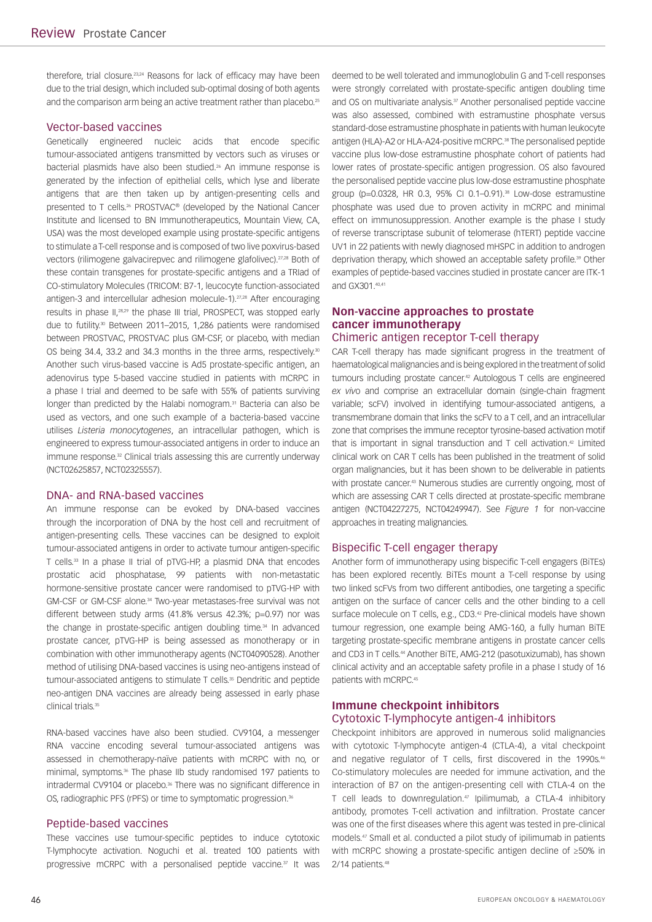therefore, trial closure.[23,24] Reasons for lack of efficacy may have been due to the trial design, which included sub-optimal dosing of both agents and the comparison arm being an active treatment rather than placebo.[25]

### Vector-based vaccines

Genetically engineered nucleic acids that encode specific tumour-associated antigens transmitted by vectors such as viruses or bacterial plasmids have also been studied.[26] An immune response is generated by the infection of epithelial cells, which lyse and liberate antigens that are then taken up by antigen-presenting cells and presented to T cells.[26] PROSTVAC® (developed by the National Cancer Institute and licensed to BN Immunotherapeutics, Mountain View, CA, USA) was the most developed example using prostate-specific antigens to stimulate a T-cell response and is composed of two live poxvirus-based vectors (rilimogene galvacirepvec and rilimogene glafolivec).[27,28] Both of these contain transgenes for prostate-specific antigens and a TRIad of CO-stimulatory Molecules (TRICOM: B7-1, leucocyte function-associated antigen-3 and intercellular adhesion molecule-1).[27,28] After encouraging results in phase II,[28,29] the phase III trial, PROSPECT, was stopped early due to futility.[30] Between 2011–2015, 1,286 patients were randomised between PROSTVAC, PROSTVAC plus GM-CSF, or placebo, with median OS being 34.4, 33.2 and 34.3 months in the three arms, respectively.[30] Another such virus-based vaccine is Ad5 prostate-specific antigen, an adenovirus type 5-based vaccine studied in patients with mCRPC in a phase I trial and deemed to be safe with 55% of patients surviving longer than predicted by the Halabi nomogram.[31] Bacteria can also be used as vectors, and one such example of a bacteria-based vaccine utilises *Listeria monocytogenes*, an intracellular pathogen, which is engineered to express tumour-associated antigens in order to induce an immune response.[32] Clinical trials assessing this are currently underway (NCT02625857, NCT02325557).

### DNA- and RNA-based vaccines

An immune response can be evoked by DNA-based vaccines through the incorporation of DNA by the host cell and recruitment of antigen-presenting cells. These vaccines can be designed to exploit tumour-associated antigens in order to activate tumour antigen-specific T cells.[33] In a phase II trial of pTVG-HP, a plasmid DNA that encodes prostatic acid phosphatase, 99 patients with non-metastatic hormone-sensitive prostate cancer were randomised to pTVG-HP with GM-CSF or GM-CSF alone.[34] Two-year metastases-free survival was not different between study arms (41.8% versus 42.3%; p=0.97) nor was the change in prostate-specific antigen doubling time.[34] In advanced prostate cancer, pTVG-HP is being assessed as monotherapy or in combination with other immunotherapy agents (NCT04090528). Another method of utilising DNA-based vaccines is using neo-antigens instead of tumour-associated antigens to stimulate T cells.[35] Dendritic and peptide neo-antigen DNA vaccines are already being assessed in early phase clinical trials.[35]

RNA-based vaccines have also been studied. CV9104, a messenger RNA vaccine encoding several tumour-associated antigens was assessed in chemotherapy-naïve patients with mCRPC with no, or minimal, symptoms.[36] The phase IIb study randomised 197 patients to intradermal CV9104 or placebo.[36] There was no significant difference in OS, radiographic PFS (rPFS) or time to symptomatic progression.[36]

### Peptide-based vaccines

These vaccines use tumour-specific peptides to induce cytotoxic T-lymphocyte activation. Noguchi et al. treated 100 patients with progressive mCRPC with a personalised peptide vaccine.[37] It was deemed to be well tolerated and immunoglobulin G and T-cell responses were strongly correlated with prostate-specific antigen doubling time and OS on multivariate analysis.[37] Another personalised peptide vaccine was also assessed, combined with estramustine phosphate versus standard-dose estramustine phosphate in patients with human leukocyte antigen (HLA)-A2 or HLA-A24-positive mCRPC.[38] The personalised peptide vaccine plus low-dose estramustine phosphate cohort of patients had lower rates of prostate-specific antigen progression. OS also favoured the personalised peptide vaccine plus low-dose estramustine phosphate group (p=0.0328, HR 0.3, 95% CI 0.1–0.91).[38] Low-dose estramustine phosphate was used due to proven activity in mCRPC and minimal effect on immunosuppression. Another example is the phase I study of reverse transcriptase subunit of telomerase (hTERT) peptide vaccine UV1 in 22 patients with newly diagnosed mHSPC in addition to androgen deprivation therapy, which showed an acceptable safety profile.[39] Other examples of peptide-based vaccines studied in prostate cancer are ITK-1 and GX301.[40,41]

## Non-vaccine approaches to prostate cancer immunotherapy

### Chimeric antigen receptor T-cell therapy

CAR T-cell therapy has made significant progress in the treatment of haematological malignancies and is being explored in the treatment of solid tumours including prostate cancer.[42] Autologous T cells are engineered *ex vivo* and comprise an extracellular domain (single-chain fragment variable; scFV) involved in identifying tumour-associated antigens, a transmembrane domain that links the scFV to a T cell, and an intracellular zone that comprises the immune receptor tyrosine-based activation motif that is important in signal transduction and T cell activation.[42] Limited clinical work on CAR T cells has been published in the treatment of solid organ malignancies, but it has been shown to be deliverable in patients with prostate cancer.[43] Numerous studies are currently ongoing, most of which are assessing CAR T cells directed at prostate-specific membrane antigen (NCT04227275, NCT04249947). See *Figure 1* for non-vaccine approaches in treating malignancies.

### Bispecific T-cell engager therapy

Another form of immunotherapy using bispecific T-cell engagers (BiTEs) has been explored recently. BiTEs mount a T-cell response by using two linked scFVs from two different antibodies, one targeting a specific antigen on the surface of cancer cells and the other binding to a cell surface molecule on T cells, e.g., CD3.[42] Pre-clinical models have shown tumour regression, one example being AMG-160, a fully human BiTE targeting prostate-specific membrane antigens in prostate cancer cells and CD3 in T cells.[44] Another BiTE, AMG-212 (pasotuxizumab), has shown clinical activity and an acceptable safety profile in a phase I study of 16 patients with mCRPC.[45]

## Immune checkpoint inhibitors

### Cytotoxic T-lymphocyte antigen-4 inhibitors

Checkpoint inhibitors are approved in numerous solid malignancies with cytotoxic T-lymphocyte antigen-4 (CTLA-4), a vital checkpoint and negative regulator of T cells, first discovered in the 1990s.[46] Co-stimulatory molecules are needed for immune activation, and the interaction of B7 on the antigen-presenting cell with CTLA-4 on the T cell leads to downregulation.[47] Ipilimumab, a CTLA-4 inhibitory antibody, promotes T-cell activation and infiltration. Prostate cancer was one of the first diseases where this agent was tested in pre-clinical models.[47] Small et al. conducted a pilot study of ipilimumab in patients with mCRPC showing a prostate-specific antigen decline of ≥50% in 2/14 patients.[48]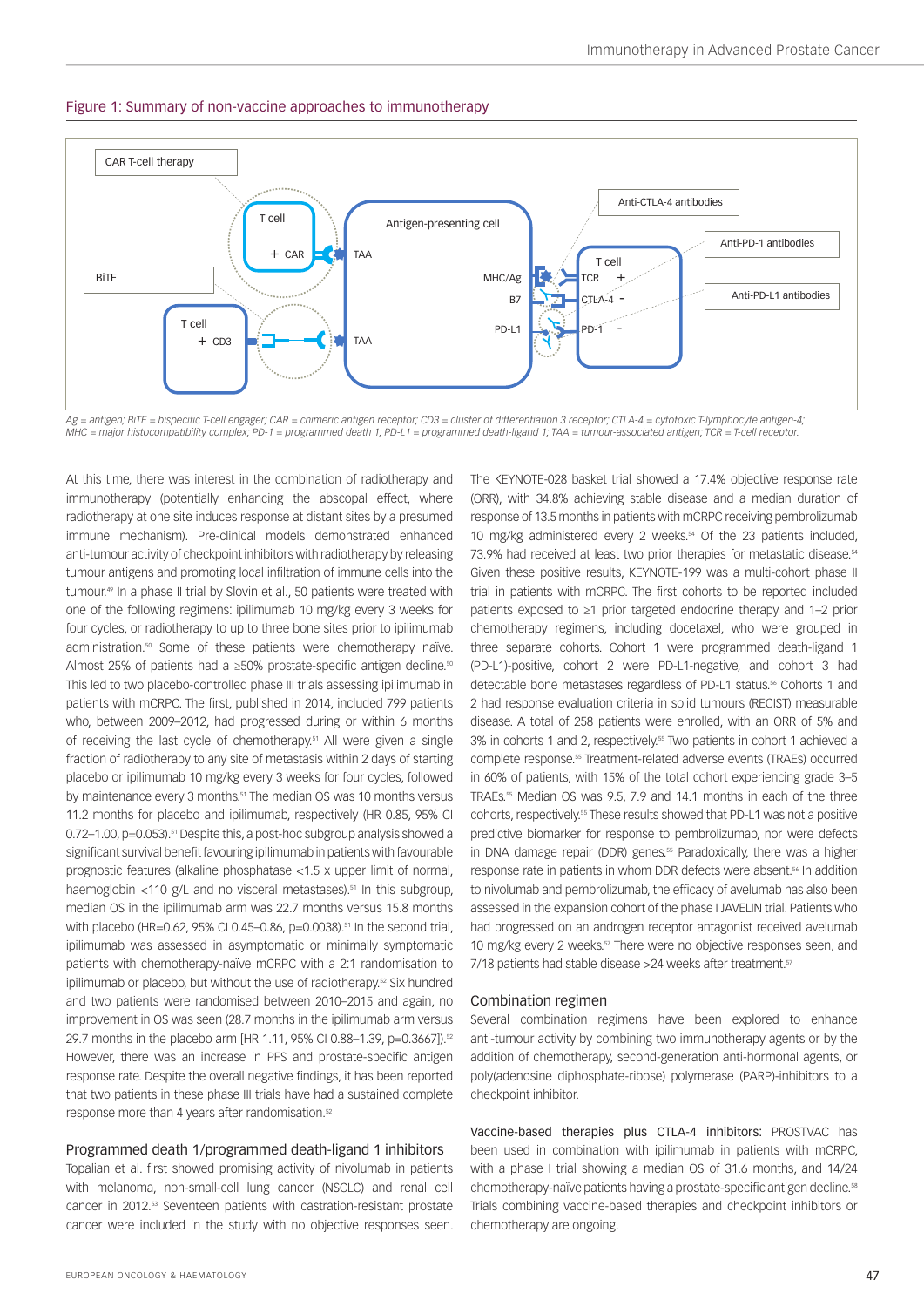Figure 1: Summary of non-vaccine approaches to immunotherapy

Ag = antigen; BiTE = bispecific T-cell engager; CAR = chimeric antigen receptor; CD3 = cluster of differentiation 3 receptor; CTLA-4 = cytotoxic T-lymphocyte antigen-4; MHC = major histocompatibility complex; PD-1 = programmed death 1; PD-L1 = programmed death-ligand 1; TAA = tumour-associated antigen; TCR = T-cell receptor.

At this time, there was interest in the combination of radiotherapy and immunotherapy (potentially enhancing the abscopal effect, where radiotherapy at one site induces response at distant sites by a presumed immune mechanism). Pre-clinical models demonstrated enhanced anti-tumour activity of checkpoint inhibitors with radiotherapy by releasing tumour antigens and promoting local infiltration of immune cells into the tumour.[49] In a phase II trial by Slovin et al., 50 patients were treated with one of the following regimens: ipilimumab 10 mg/kg every 3 weeks for four cycles, or radiotherapy to up to three bone sites prior to ipilimumab administration.[50] Some of these patients were chemotherapy naïve. Almost 25% of patients had a ≥50% prostate-specific antigen decline.[50] This led to two placebo-controlled phase III trials assessing ipilimumab in patients with mCRPC. The first, published in 2014, included 799 patients who, between 2009–2012, had progressed during or within 6 months of receiving the last cycle of chemotherapy.[51] All were given a single fraction of radiotherapy to any site of metastasis within 2 days of starting placebo or ipilimumab 10 mg/kg every 3 weeks for four cycles, followed by maintenance every 3 months.[51] The median OS was 10 months versus 11.2 months for placebo and ipilimumab, respectively (HR 0.85, 95% CI 0.72–1.00, p=0.053).[51] Despite this, a post-hoc subgroup analysis showed a significant survival benefit favouring ipilimumab in patients with favourable prognostic features (alkaline phosphatase <1.5 x upper limit of normal, haemoglobin <110 g/L and no visceral metastases).[51] In this subgroup, median OS in the ipilimumab arm was 22.7 months versus 15.8 months with placebo (HR=0.62, 95% CI 0.45–0.86, p=0.0038).[51] In the second trial, ipilimumab was assessed in asymptomatic or minimally symptomatic patients with chemotherapy-naïve mCRPC with a 2:1 randomisation to ipilimumab or placebo, but without the use of radiotherapy.[52] Six hundred and two patients were randomised between 2010–2015 and again, no improvement in OS was seen (28.7 months in the ipilimumab arm versus 29.7 months in the placebo arm [HR 1.11, 95% CI 0.88–1.39, p=0.3667]).[52] However, there was an increase in PFS and prostate-specific antigen response rate. Despite the overall negative findings, it has been reported that two patients in these phase III trials have had a sustained complete response more than 4 years after randomisation.[52]

### Programmed death 1/programmed death-ligand 1 inhibitors

Topalian et al. first showed promising activity of nivolumab in patients with melanoma, non-small-cell lung cancer (NSCLC) and renal cell cancer in 2012.[53] Seventeen patients with castration-resistant prostate cancer were included in the study with no objective responses seen. The KEYNOTE-028 basket trial showed a 17.4% objective response rate (ORR), with 34.8% achieving stable disease and a median duration of response of 13.5 months in patients with mCRPC receiving pembrolizumab 10 mg/kg administered every 2 weeks.[54] Of the 23 patients included, 73.9% had received at least two prior therapies for metastatic disease.[54] Given these positive results, KEYNOTE-199 was a multi-cohort phase II trial in patients with mCRPC. The first cohorts to be reported included patients exposed to ≥1 prior targeted endocrine therapy and 1–2 prior chemotherapy regimens, including docetaxel, who were grouped in three separate cohorts. Cohort 1 were programmed death-ligand 1 (PD-L1)-positive, cohort 2 were PD-L1-negative, and cohort 3 had detectable bone metastases regardless of PD-L1 status.[56] Cohorts 1 and 2 had response evaluation criteria in solid tumours (RECIST) measurable disease. A total of 258 patients were enrolled, with an ORR of 5% and 3% in cohorts 1 and 2, respectively.[55] Two patients in cohort 1 achieved a complete response.[55] Treatment-related adverse events (TRAEs) occurred in 60% of patients, with 15% of the total cohort experiencing grade 3–5 TRAEs.[55] Median OS was 9.5, 7.9 and 14.1 months in each of the three cohorts, respectively.[55] These results showed that PD-L1 was not a positive predictive biomarker for response to pembrolizumab, nor were defects in DNA damage repair (DDR) genes.[55] Paradoxically, there was a higher response rate in patients in whom DDR defects were absent.[56] In addition to nivolumab and pembrolizumab, the efficacy of avelumab has also been assessed in the expansion cohort of the phase I JAVELIN trial. Patients who had progressed on an androgen receptor antagonist received avelumab 10 mg/kg every 2 weeks.[57] There were no objective responses seen, and 7/18 patients had stable disease >24 weeks after treatment.[57]

### Combination regimen

Several combination regimens have been explored to enhance anti-tumour activity by combining two immunotherapy agents or by the addition of chemotherapy, second-generation anti-hormonal agents, or poly(adenosine diphosphate-ribose) polymerase (PARP)-inhibitors to a checkpoint inhibitor.

Vaccine-based therapies plus CTLA-4 inhibitors: PROSTVAC has been used in combination with ipilimumab in patients with mCRPC, with a phase I trial showing a median OS of 31.6 months, and 14/24 chemotherapy-naïve patients having a prostate-specific antigen decline.[58] Trials combining vaccine-based therapies and checkpoint inhibitors or chemotherapy are ongoing.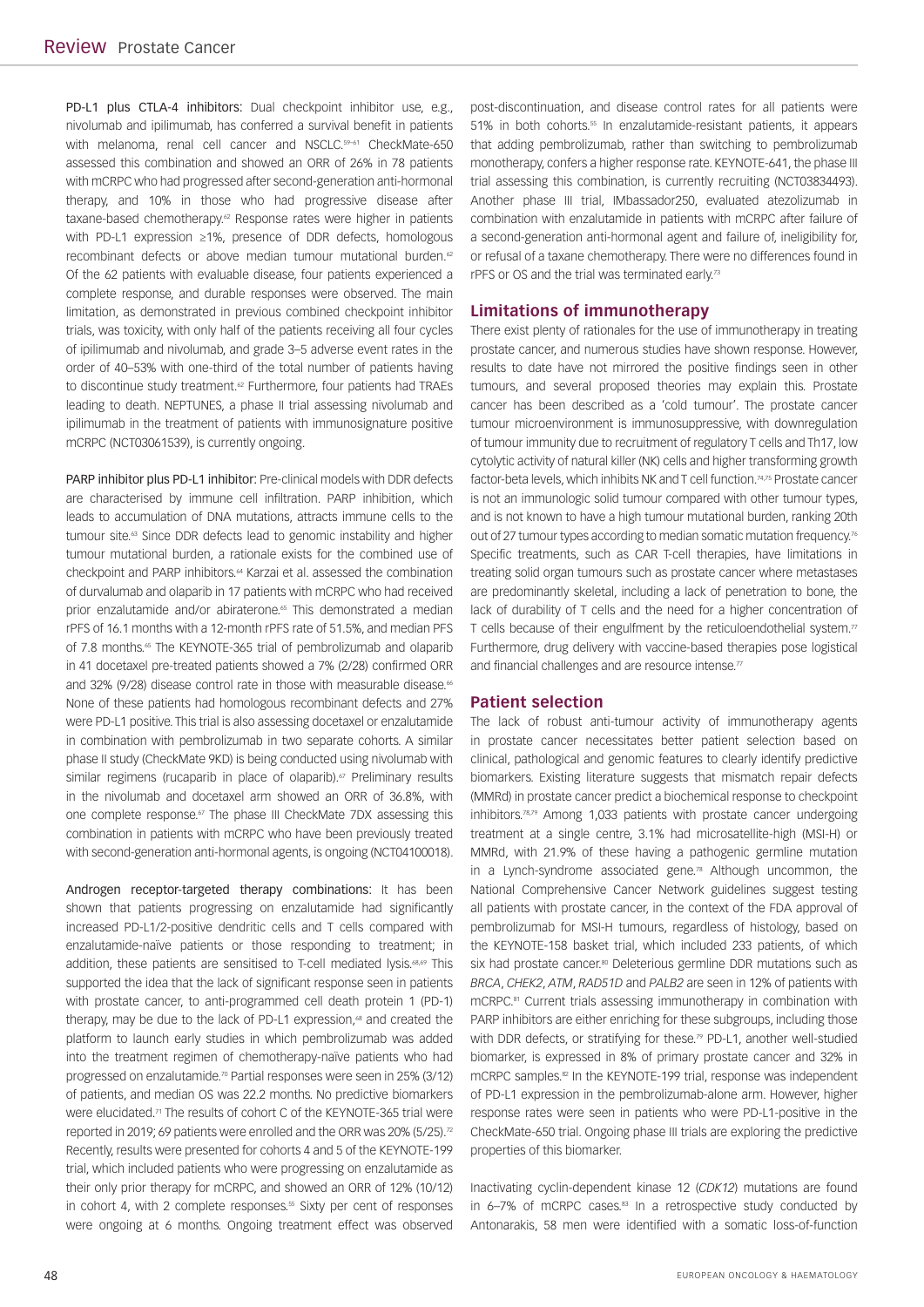PD-L1 plus CTLA-4 inhibitors: Dual checkpoint inhibitor use, e.g., nivolumab and ipilimumab, has conferred a survival benefit in patients with melanoma, renal cell cancer and NSCLC.[59–61] CheckMate-650 assessed this combination and showed an ORR of 26% in 78 patients with mCRPC who had progressed after second-generation anti-hormonal therapy, and 10% in those who had progressive disease after taxane-based chemotherapy.[62] Response rates were higher in patients with PD-L1 expression ≥1%, presence of DDR defects, homologous recombinant defects or above median tumour mutational burden.[62] Of the 62 patients with evaluable disease, four patients experienced a complete response, and durable responses were observed. The main limitation, as demonstrated in previous combined checkpoint inhibitor trials, was toxicity, with only half of the patients receiving all four cycles of ipilimumab and nivolumab, and grade 3–5 adverse event rates in the order of 40–53% with one-third of the total number of patients having to discontinue study treatment.[62] Furthermore, four patients had TRAEs leading to death. NEPTUNES, a phase II trial assessing nivolumab and ipilimumab in the treatment of patients with immunosignature positive mCRPC (NCT03061539), is currently ongoing.

PARP inhibitor plus PD-L1 inhibitor: Pre-clinical models with DDR defects are characterised by immune cell infiltration. PARP inhibition, which leads to accumulation of DNA mutations, attracts immune cells to the tumour site.[63] Since DDR defects lead to genomic instability and higher tumour mutational burden, a rationale exists for the combined use of checkpoint and PARP inhibitors.[64] Karzai et al. assessed the combination of durvalumab and olaparib in 17 patients with mCRPC who had received prior enzalutamide and/or abiraterone.[65] This demonstrated a median rPFS of 16.1 months with a 12-month rPFS rate of 51.5%, and median PFS of 7.8 months.[65] The KEYNOTE-365 trial of pembrolizumab and olaparib in 41 docetaxel pre-treated patients showed a 7% (2/28) confirmed ORR and 32% (9/28) disease control rate in those with measurable disease.[66] None of these patients had homologous recombinant defects and 27% were PD-L1 positive. This trial is also assessing docetaxel or enzalutamide in combination with pembrolizumab in two separate cohorts. A similar phase II study (CheckMate 9KD) is being conducted using nivolumab with similar regimens (rucaparib in place of olaparib).[67] Preliminary results in the nivolumab and docetaxel arm showed an ORR of 36.8%, with one complete response.[67] The phase III CheckMate 7DX assessing this combination in patients with mCRPC who have been previously treated with second-generation anti-hormonal agents, is ongoing (NCT04100018).

Androgen receptor-targeted therapy combinations: It has been shown that patients progressing on enzalutamide had significantly increased PD-L1/2-positive dendritic cells and T cells compared with enzalutamide-naïve patients or those responding to treatment; in addition, these patients are sensitised to T-cell mediated lysis.[68,69] This supported the idea that the lack of significant response seen in patients with prostate cancer, to anti-programmed cell death protein 1 (PD-1) therapy, may be due to the lack of PD-L1 expression,[68] and created the platform to launch early studies in which pembrolizumab was added into the treatment regimen of chemotherapy-naïve patients who had progressed on enzalutamide.[70] Partial responses were seen in 25% (3/12) of patients, and median OS was 22.2 months. No predictive biomarkers were elucidated.[71] The results of cohort C of the KEYNOTE-365 trial were reported in 2019; 69 patients were enrolled and the ORR was 20% (5/25).[72] Recently, results were presented for cohorts 4 and 5 of the KEYNOTE-199 trial, which included patients who were progressing on enzalutamide as their only prior therapy for mCRPC, and showed an ORR of 12% (10/12) in cohort 4, with 2 complete responses.[55] Sixty per cent of responses were ongoing at 6 months. Ongoing treatment effect was observed post-discontinuation, and disease control rates for all patients were 51% in both cohorts.[55] In enzalutamide-resistant patients, it appears that adding pembrolizumab, rather than switching to pembrolizumab monotherapy, confers a higher response rate. KEYNOTE-641, the phase III trial assessing this combination, is currently recruiting (NCT03834493). Another phase III trial, IMbassador250, evaluated atezolizumab in combination with enzalutamide in patients with mCRPC after failure of a second-generation anti-hormonal agent and failure of, ineligibility for, or refusal of a taxane chemotherapy. There were no differences found in rPFS or OS and the trial was terminated early.[73]

## Limitations of immunotherapy

There exist plenty of rationales for the use of immunotherapy in treating prostate cancer, and numerous studies have shown response. However, results to date have not mirrored the positive findings seen in other tumours, and several proposed theories may explain this. Prostate cancer has been described as a 'cold tumour'. The prostate cancer tumour microenvironment is immunosuppressive, with downregulation of tumour immunity due to recruitment of regulatory T cells and Th17, low cytolytic activity of natural killer (NK) cells and higher transforming growth factor-beta levels, which inhibits NK and T cell function.[74,75] Prostate cancer is not an immunologic solid tumour compared with other tumour types, and is not known to have a high tumour mutational burden, ranking 20th out of 27 tumour types according to median somatic mutation frequency.[76] Specific treatments, such as CAR T-cell therapies, have limitations in treating solid organ tumours such as prostate cancer where metastases are predominantly skeletal, including a lack of penetration to bone, the lack of durability of T cells and the need for a higher concentration of T cells because of their engulfment by the reticuloendothelial system.[77] Furthermore, drug delivery with vaccine-based therapies pose logistical and financial challenges and are resource intense.[77]

## Patient selection

The lack of robust anti-tumour activity of immunotherapy agents in prostate cancer necessitates better patient selection based on clinical, pathological and genomic features to clearly identify predictive biomarkers. Existing literature suggests that mismatch repair defects (MMRd) in prostate cancer predict a biochemical response to checkpoint inhibitors.[78,79] Among 1,033 patients with prostate cancer undergoing treatment at a single centre, 3.1% had microsatellite-high (MSI-H) or MMRd, with 21.9% of these having a pathogenic germline mutation in a Lynch-syndrome associated gene.[78] Although uncommon, the National Comprehensive Cancer Network guidelines suggest testing all patients with prostate cancer, in the context of the FDA approval of pembrolizumab for MSI-H tumours, regardless of histology, based on the KEYNOTE-158 basket trial, which included 233 patients, of which six had prostate cancer.[80] Deleterious germline DDR mutations such as *BRCA*, *CHEK2*, *ATM*, *RAD51D* and *PALB2* are seen in 12% of patients with mCRPC.[81] Current trials assessing immunotherapy in combination with PARP inhibitors are either enriching for these subgroups, including those with DDR defects, or stratifying for these.[79] PD-L1, another well-studied biomarker, is expressed in 8% of primary prostate cancer and 32% in mCRPC samples.[82] In the KEYNOTE-199 trial, response was independent of PD-L1 expression in the pembrolizumab-alone arm. However, higher response rates were seen in patients who were PD-L1-positive in the CheckMate-650 trial. Ongoing phase III trials are exploring the predictive properties of this biomarker.

Inactivating cyclin-dependent kinase 12 (*CDK12*) mutations are found in 6–7% of mCRPC cases.[83] In a retrospective study conducted by Antonarakis, 58 men were identified with a somatic loss-of-function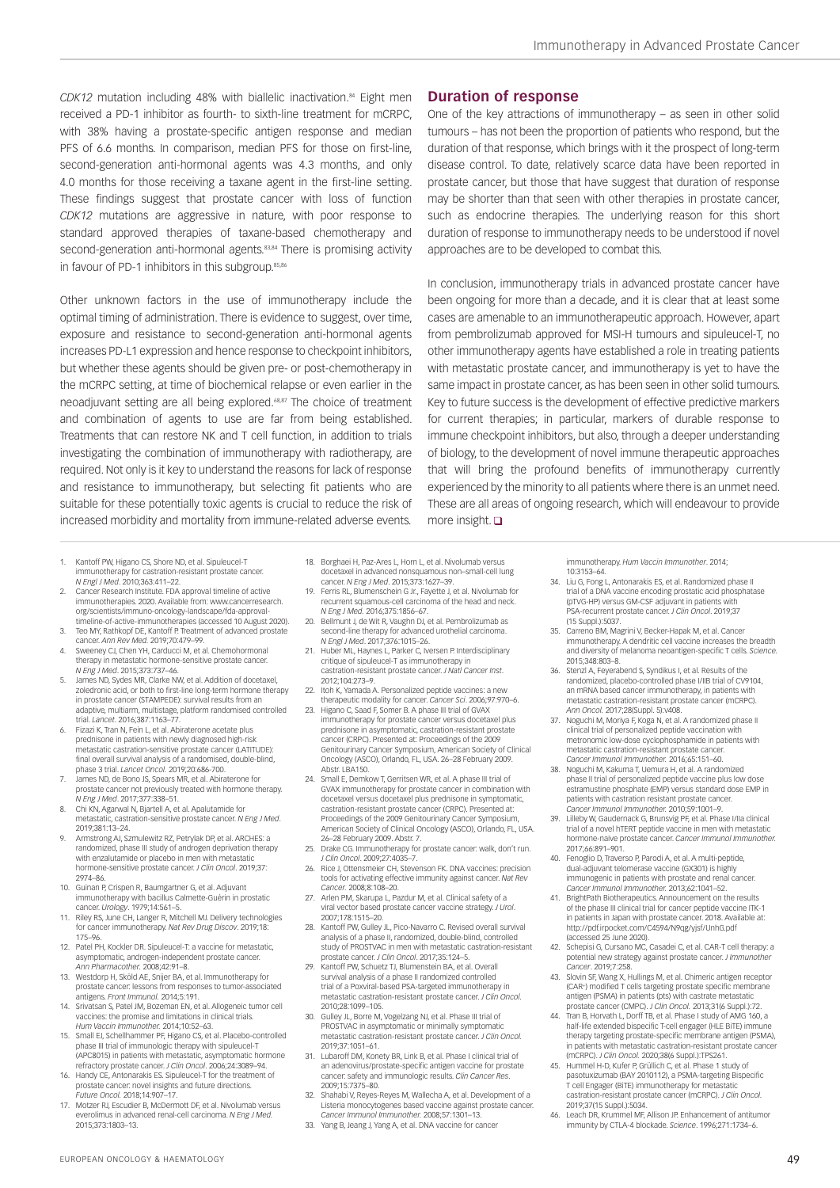*CDK12* mutation including 48% with biallelic inactivation.[84] Eight men received a PD-1 inhibitor as fourth- to sixth-line treatment for mCRPC, with 38% having a prostate-specific antigen response and median PFS of 6.6 months. In comparison, median PFS for those on first-line, second-generation anti-hormonal agents was 4.3 months, and only 4.0 months for those receiving a taxane agent in the first-line setting. These findings suggest that prostate cancer with loss of function *CDK12* mutations are aggressive in nature, with poor response to standard approved therapies of taxane-based chemotherapy and second-generation anti-hormonal agents.[83,84] There is promising activity in favour of PD-1 inhibitors in this subgroup.[85,86]

Other unknown factors in the use of immunotherapy include the optimal timing of administration. There is evidence to suggest, over time, exposure and resistance to second-generation anti-hormonal agents increases PD-L1 expression and hence response to checkpoint inhibitors, but whether these agents should be given pre- or post-chemotherapy in the mCRPC setting, at time of biochemical relapse or even earlier in the neoadjuvant setting are all being explored.[68,87] The choice of treatment and combination of agents to use are far from being established. Treatments that can restore NK and T cell function, in addition to trials investigating the combination of immunotherapy with radiotherapy, are required. Not only is it key to understand the reasons for lack of response and resistance to immunotherapy, but selecting fit patients who are suitable for these potentially toxic agents is crucial to reduce the risk of increased morbidity and mortality from immune-related adverse events.

## Duration of response

One of the key attractions of immunotherapy – as seen in other solid tumours – has not been the proportion of patients who respond, but the duration of that response, which brings with it the prospect of long-term disease control. To date, relatively scarce data have been reported in prostate cancer, but those that have suggest that duration of response may be shorter than that seen with other therapies in prostate cancer, such as endocrine therapies. The underlying reason for this short duration of response to immunotherapy needs to be understood if novel approaches are to be developed to combat this.

In conclusion, immunotherapy trials in advanced prostate cancer have been ongoing for more than a decade, and it is clear that at least some cases are amenable to an immunotherapeutic approach. However, apart from pembrolizumab approved for MSI-H tumours and sipuleucel-T, no other immunotherapy agents have established a role in treating patients with metastatic prostate cancer, and immunotherapy is yet to have the same impact in prostate cancer, as has been seen in other solid tumours. Key to future success is the development of effective predictive markers for current therapies; in particular, markers of durable response to immune checkpoint inhibitors, but also, through a deeper understanding of biology, to the development of novel immune therapeutic approaches that will bring the profound benefits of immunotherapy currently experienced by the minority to all patients where there is an unmet need. These are all areas of ongoing research, which will endeavour to provide more insight. ❑

1. Kantoff PW, Higano CS, Shore ND, et al. Sipuleucel-T immunotherapy for castration-resistant prostate cancer. *N Engl J Med*. 2010;363:411–22.
2. Cancer Research Institute. FDA approval timeline of active immunotherapies. 2020. Available from: www.cancerresearch.org/scientists/immuno-oncology-landscape/fda-approval-timeline-of-active-immunotherapies (accessed 10 August 2020).
3. Teo MY, Rathkopf DE, Kantoff P. Treatment of advanced prostate cancer. *Ann Rev Med*. 2019;70:479–99.
4. Sweeney CJ, Chen YH, Carducci M, et al. Chemohormonal therapy in metastatic hormone-sensitive prostate cancer. *N Engl J Med*. 2015;373:737–46.
5. James ND, Sydes MR, Clarke NW, et al. Addition of docetaxel, zoledronic acid, or both to first-line long-term hormone therapy in prostate cancer (STAMPEDE): survival results from an adaptive, multiarm, multistage, platform randomised controlled trial. *Lancet*. 2016;387:1163–77.
6. Fizazi K, Tran N, Fein L, et al. Abiraterone acetate plus prednisone in patients with newly diagnosed high-risk metastatic castration-sensitive prostate cancer (LATITUDE): final overall survival analysis of a randomised, double-blind, phase 3 trial. *Lancet Oncol*. 2019;20:686-700.
7. James ND, de Bono JS, Spears MR, et al. Abiraterone for prostate cancer not previously treated with hormone therapy. *N Eng J Med*. 2017;377:338–51.
8. Chi KN, Agarwal N, Bjartell A, et al. Apalutamide for metastatic, castration-sensitive prostate cancer. *N Engl J Med*. 2019;381:13–24.
9. Armstrong AJ, Szmulewitz RZ, Petrylak DP, et al. ARCHES: a randomized, phase III study of androgen deprivation therapy with enzalutamide or placebo in men with metastatic hormone-sensitive prostate cancer. *J Clin Oncol*. 2019;37: 2974–86.
10. Guinan P, Crispen R, Baumgartner G, et al. Adjuvant immunotherapy with bacillus Calmette-Guérin in prostatic cancer. *Urology*. 1979;14:561–5.
11. Riley RS, June CH, Langer R, Mitchell MJ. Delivery technologies for cancer immunotherapy. *Nat Rev Drug Discov*. 2019;18: 175–96.
12. Patel PH, Kockler DR. Sipuleucel-T: a vaccine for metastatic, asymptomatic, androgen-independent prostate cancer. *Ann Pharmacother*. 2008;42:91–8.
13. Westdorp H, Sköld AE, Snijer BA, et al. Immunotherapy for prostate cancer: lessons from responses to tumor-associated antigens. *Front Immunol*. 2014;5:191.
14. Srivatsan S, Patel JM, Bozeman EN, et al. Allogeneic tumor cell vaccines: the promise and limitations in clinical trials. *Hum Vaccin Immunother*. 2014;10:52–63.
15. Small EJ, Schellhammer PF, Higano CS, et al. Placebo-controlled phase III trial of immunologic therapy with sipuleucel-T (APC8015) in patients with metastatic, asymptomatic hormone refractory prostate cancer. *J Clin Oncol*. 2006;24:3089–94.
16. Handy CE, Antonarakis ES. Sipuleucel-T for the treatment of prostate cancer: novel insights and future directions. *Future Oncol*. 2018;14:907–17.
17. Motzer RJ, Escudier B, McDermott DF, et al. Nivolumab versus everolimus in advanced renal-cell carcinoma. *N Engl J Med*. 2015;373:1803–13.
18. Borghaei H, Paz-Ares L, Horn L, et al. Nivolumab versus docetaxel in advanced nonsquamous non–small-cell lung cancer. *N Eng J Med*. 2015;373:1627–39.
19. Ferris RL, Blumenschein G Jr., Fayette J, et al. Nivolumab for recurrent squamous-cell carcinoma of the head and neck. *N Eng J Med*. 2016;375:1856–67.
20. Bellmunt J, de Wit R, Vaughn DJ, et al. Pembrolizumab as second-line therapy for advanced urothelial carcinoma. *N Engl J Med*. 2017;376:1015–26.
21. Huber ML, Haynes L, Parker C, Iversen P. Interdisciplinary critique of sipuleucel-T as immunotherapy in castration-resistant prostate cancer. *J Natl Cancer Inst*. 2012;104:273–9.
22. Itoh K, Yamada A. Personalized peptide vaccines: a new therapeutic modality for cancer. *Cancer Sci*. 2006;97:970–6.
23. Higano C, Saad F, Somer B. A phase III trial of GVAX immunotherapy for prostate cancer versus docetaxel plus prednisone in asymptomatic, castration-resistant prostate cancer (CRPC). Presented at: Proceedings of the 2009 Genitourinary Cancer Symposium, American Society of Clinical Oncology (ASCO), Orlando, FL, USA. 26–28 February 2009. Abstr. LBA150.
24. Small E, Demkow T, Gerritsen WR, et al. A phase III trial of GVAX immunotherapy for prostate cancer in combination with docetaxel versus docetaxel plus prednisone in symptomatic, castration-resistant prostate cancer (CRPC). Presented at: Proceedings of the 2009 Genitourinary Cancer Symposium, American Society of Clinical Oncology (ASCO), Orlando, FL, USA. 26–28 February 2009. Abstr. 7.
25. Drake CG. Immunotherapy for prostate cancer: walk, don't run. *J Clin Oncol*. 2009;27:4035–7.
26. Rice J, Ottensmeier CH, Stevenson FK. DNA vaccines: precision tools for activating effective immunity against cancer. *Nat Rev Cancer*. 2008;8:108–20.
27. Arlen PM, Skarupa L, Pazdur M, et al. Clinical safety of a viral vector based prostate cancer vaccine strategy. *J Urol*. 2007;178:1515–20.
28. Kantoff PW, Gulley JL, Pico-Navarro C. Revised overall survival analysis of a phase II, randomized, double-blind, controlled study of PROSTVAC in men with metastatic castration-resistant prostate cancer. *J Clin Oncol*. 2017;35:124–5.
29. Kantoff PW, Schuetz TJ, Blumenstein BA, et al. Overall survival analysis of a phase II randomized controlled trial of a Poxviral-based PSA-targeted immunotherapy in metastatic castration-resistant prostate cancer. *J Clin Oncol*. 2010;28:1099–105.
30. Gulley JL, Borre M, Vogelzang NJ, et al. Phase III trial of PROSTVAC in asymptomatic or minimally symptomatic metastatic castration-resistant prostate cancer. *J Clin Oncol*. 2019;37:1051–61.
31. Lubaroff DM, Konety BR, Link B, et al. Phase I clinical trial of an adenovirus/prostate-specific antigen vaccine for prostate cancer: safety and immunologic results. *Clin Cancer Res*. 2009;15:7375–80.
32. Shahabi V, Reyes-Reyes M, Wallecha A, et al. Development of a Listeria monocytogenes based vaccine against prostate cancer. *Cancer Immunol Immunother*. 2008;57:1301–13.
33. Yang B, Jeang J, Yang A, et al. DNA vaccine for cancer immunotherapy. *Hum Vaccin Immunother*. 2014; 10:3153–64.
34. Liu G, Fong L, Antonarakis ES, et al. Randomized phase II trial of a DNA vaccine encoding prostatic acid phosphatase (pTVG-HP) versus GM-CSF adjuvant in patients with PSA-recurrent prostate cancer. *J Clin Oncol*. 2019;37 (15 Suppl.):5037.
35. Carreno BM, Magrini V, Becker-Hapak M, et al. Cancer immunotherapy. A dendritic cell vaccine increases the breadth and diversity of melanoma neoantigen-specific T cells. *Science*. 2015;348:803–8.
36. Stenzl A, Feyerabend S, Syndikus I, et al. Results of the randomized, placebo-controlled phase I/IIB trial of CV9104, an mRNA based cancer immunotherapy, in patients with metastatic castration-resistant prostate cancer (mCRPC). *Ann Oncol*. 2017;28(Suppl. 5):v408.
37. Noguchi M, Moriya F, Koga N, et al. A randomized phase II clinical trial of personalized peptide vaccination with metronomic low-dose cyclophosphamide in patients with metastatic castration-resistant prostate cancer. *Cancer Immunol Immunother*. 2016;65:151–60.
38. Noguchi M, Kakuma T, Uemura H, et al. A randomized phase II trial of personalized peptide vaccine plus low dose estramustine phosphate (EMP) versus standard dose EMP in patients with castration resistant prostate cancer. *Cancer Immunol Immunother*. 2010;59:1001–9.
39. Lilleby W, Gaudernack G, Brunsvig PF, et al. Phase I/IIa clinical trial of a novel hTERT peptide vaccine in men with metastatic hormone-naive prostate cancer. *Cancer Immunol Immunother*. 2017;66:891–901.
40. Fenoglio D, Traverso P, Parodi A, et al. A multi-peptide, dual-adjuvant telomerase vaccine (GX301) is highly immunogenic in patients with prostate and renal cancer. *Cancer Immunol Immunother*. 2013;62:1041–52.
41. BrightPath Biotherapeutics. Announcement on the results of the phase III clinical trial for cancer peptide vaccine ITK-1 in patients in Japan with prostate cancer. 2018. Available at: http://pdf.irpocket.com/C4594/N9qg/yjsf/UnhG.pdf (accessed 25 June 2020).
42. Schepisi G, Cursano MC, Casadei C, et al. CAR-T cell therapy: a potential new strategy against prostate cancer. *J Immunother Cancer*. 2019;7:258.
43. Slovin SF, Wang X, Hullings M, et al. Chimeric antigen receptor (CAR+) modified T cells targeting prostate specific membrane antigen (PSMA) in patients (pts) with castrate metastatic prostate cancer (CMPC). *J Clin Oncol*. 2013;31(6 Suppl.):72.
44. Tran B, Horvath L, Dorff TB, et al. Phase I study of AMG 160, a half-life extended bispecific T-cell engager (HLE BiTE) immune therapy targeting prostate-specific membrane antigen (PSMA), in patients with metastatic castration-resistant prostate cancer (mCRPC). *J Clin Oncol*. 2020;38(6 Suppl.):TPS261.
45. Hummel H-D, Kufer P, Grüllich C, et al. Phase 1 study of pasotuxizumab (BAY 2010112), a PSMA-targeting Bispecific T cell Engager (BiTE) immunotherapy for metastatic castration-resistant prostate cancer (mCRPC). *J Clin Oncol*. 2019;37(15 Suppl.):5034.
46. Leach DR, Krummel MF, Allison JP. Enhancement of antitumor immunity by CTLA-4 blockade. *Science*. 1996;271:1734–6.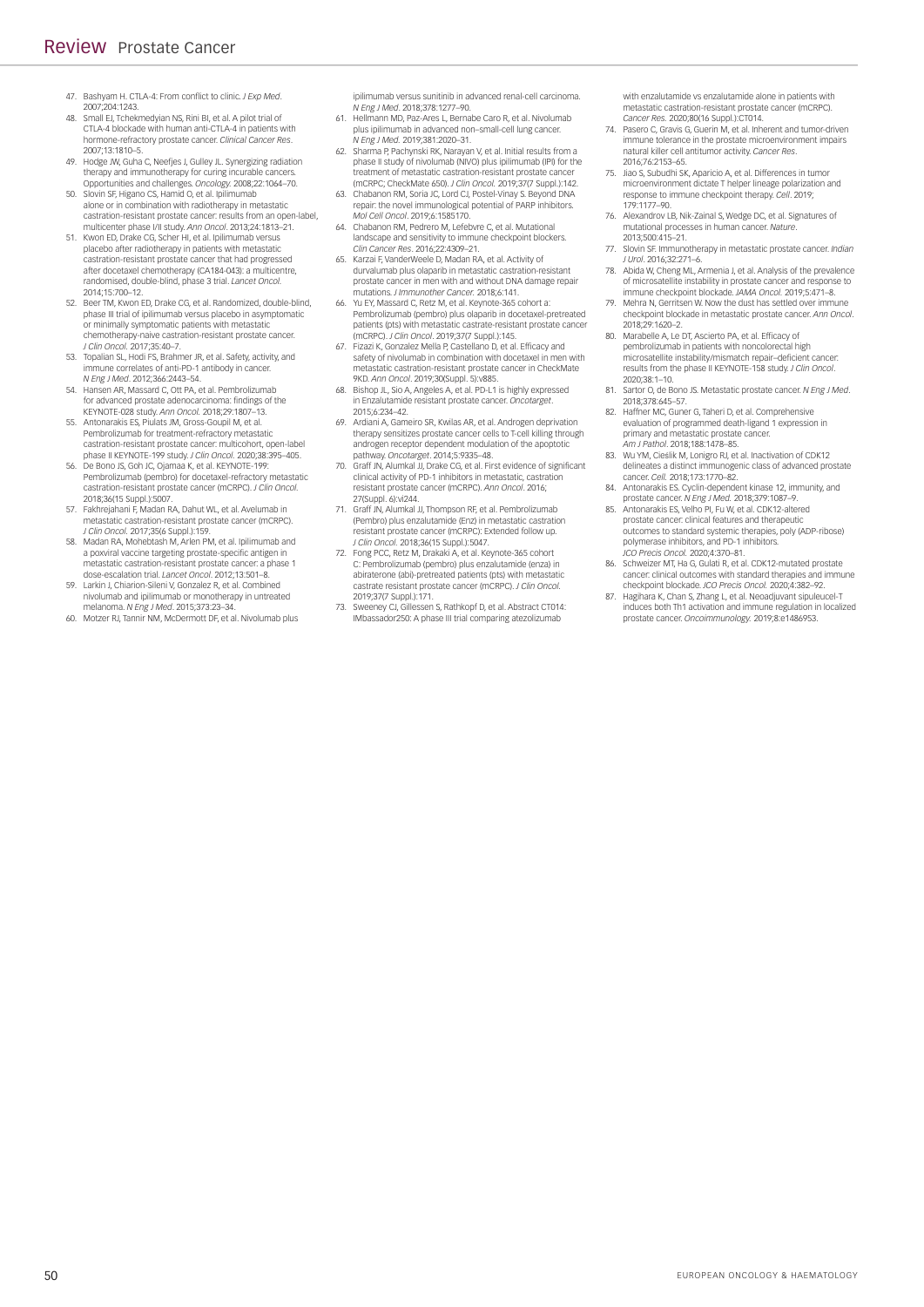47. Bashyam H. CTLA-4: From conflict to clinic. *J Exp Med*. 2007;204:1243.
48. Small EJ, Tchekmedyian NS, Rini BI, et al. A pilot trial of CTLA-4 blockade with human anti-CTLA-4 in patients with hormone-refractory prostate cancer. *Clinical Cancer Res*. 2007;13:1810–5.
49. Hodge JW, Guha C, Neefjes J, Gulley JL. Synergizing radiation therapy and immunotherapy for curing incurable cancers. Opportunities and challenges. *Oncology*. 2008;22:1064–70.
50. Slovin SF, Higano CS, Hamid O, et al. Ipilimumab alone or in combination with radiotherapy in metastatic castration-resistant prostate cancer: results from an open-label, multicenter phase I/II study. *Ann Oncol*. 2013;24:1813–21.
51. Kwon ED, Drake CG, Scher HI, et al. Ipilimumab versus placebo after radiotherapy in patients with metastatic castration-resistant prostate cancer that had progressed after docetaxel chemotherapy (CA184-043): a multicentre, randomised, double-blind, phase 3 trial. *Lancet Oncol*. 2014;15:700–12.
52. Beer TM, Kwon ED, Drake CG, et al. Randomized, double-blind, phase III trial of ipilimumab versus placebo in asymptomatic or minimally symptomatic patients with metastatic chemotherapy-naive castration-resistant prostate cancer. *J Clin Oncol*. 2017;35:40–7.
53. Topalian SL, Hodi FS, Brahmer JR, et al. Safety, activity, and immune correlates of anti-PD-1 antibody in cancer. *N Eng J Med*. 2012;366:2443–54.
54. Hansen AR, Massard C, Ott PA, et al. Pembrolizumab for advanced prostate adenocarcinoma: findings of the KEYNOTE-028 study. *Ann Oncol.* 2018;29:1807–13.
55. Antonarakis ES, Piulats JM, Gross-Goupil M, et al. Pembrolizumab for treatment-refractory metastatic castration-resistant prostate cancer: multicohort, open-label phase II KEYNOTE-199 study. *J Clin Oncol.* 2020;38:395–405.
56. De Bono JS, Goh JC, Ojamaa K, et al. KEYNOTE-199: Pembrolizumab (pembro) for docetaxel-refractory metastatic castration-resistant prostate cancer (mCRPC). *J Clin Oncol*. 2018;36(15 Suppl.):5007.
57. Fakhrejahani F, Madan RA, Dahut WL, et al. Avelumab in metastatic castration-resistant prostate cancer (mCRPC). *J Clin Oncol.* 2017;35(6 Suppl.):159.
58. Madan RA, Mohebtash M, Arlen PM, et al. Ipilimumab and a poxviral vaccine targeting prostate-specific antigen in metastatic castration-resistant prostate cancer: a phase 1 dose-escalation trial. *Lancet Oncol*. 2012;13:501–8.
59. Larkin J, Chiarion-Sileni V, Gonzalez R, et al. Combined nivolumab and ipilimumab or monotherapy in untreated melanoma. *N Eng J Med*. 2015;373:23–34.
60. Motzer RJ, Tannir NM, McDermott DF, et al. Nivolumab plus ipilimumab versus sunitinib in advanced renal-cell carcinoma. *N Eng J Med*. 2018;378:1277–90.
61. Hellmann MD, Paz-Ares L, Bernabe Caro R, et al. Nivolumab plus ipilimumab in advanced non–small-cell lung cancer. *N Eng J Med.* 2019;381:2020–31.
62. Sharma P, Pachynski RK, Narayan V, et al. Initial results from a phase II study of nivolumab (NIVO) plus ipilimumab (IPI) for the treatment of metastatic castration-resistant prostate cancer (mCRPC; CheckMate 650). *J Clin Oncol.* 2019;37(7 Suppl.):142.
63. Chabanon RM, Soria JC, Lord CJ, Postel-Vinay S. Beyond DNA repair: the novel immunological potential of PARP inhibitors. *Mol Cell Oncol*. 2019;6:1585170.
64. Chabanon RM, Pedrero M, Lefebvre C, et al. Mutational landscape and sensitivity to immune checkpoint blockers. *Clin Cancer Res*. 2016;22:4309–21.
65. Karzai F, VanderWeele D, Madan RA, et al. Activity of durvalumab plus olaparib in metastatic castration-resistant prostate cancer in men with and without DNA damage repair mutations. *J Immunother Cancer.* 2018;6:141.
66. Yu EY, Massard C, Retz M, et al. Keynote-365 cohort a: Pembrolizumab (pembro) plus olaparib in docetaxel-pretreated patients (pts) with metastatic castrate-resistant prostate cancer (mCRPC). *J Clin Oncol*. 2019;37(7 Suppl.):145.
67. Fizazi K, Gonzalez Mella P, Castellano D, et al. Efficacy and safety of nivolumab in combination with docetaxel in men with metastatic castration-resistant prostate cancer in CheckMate 9KD. *Ann Oncol*. 2019;30(Suppl. 5):v885.
68. Bishop JL, Sio A, Angeles A, et al. PD-L1 is highly expressed in Enzalutamide resistant prostate cancer. *Oncotarget*. 2015;6:234–42.
69. Ardiani A, Gameiro SR, Kwilas AR, et al. Androgen deprivation therapy sensitizes prostate cancer cells to T-cell killing through androgen receptor dependent modulation of the apoptotic pathway. *Oncotarget*. 2014;5:9335–48.
70. Graff JN, Alumkal JJ, Drake CG, et al. First evidence of significant clinical activity of PD-1 inhibitors in metastatic, castration resistant prostate cancer (mCRPC). *Ann Oncol*. 2016; 27(Suppl. 6):vi244.
71. Graff JN, Alumkal JJ, Thompson RF, et al. Pembrolizumab (Pembro) plus enzalutamide (Enz) in metastatic castration resistant prostate cancer (mCRPC): Extended follow up. *J Clin Oncol.* 2018;36(15 Suppl.):5047.
72. Fong PCC, Retz M, Drakaki A, et al. Keynote-365 cohort C: Pembrolizumab (pembro) plus enzalutamide (enza) in abiraterone (abi)-pretreated patients (pts) with metastatic castrate resistant prostate cancer (mCRPC). *J Clin Oncol.* 2019;37(7 Suppl.):171.
73. Sweeney CJ, Gillessen S, Rathkopf D, et al. Abstract CT014: IMbassador250: A phase III trial comparing atezolizumab with enzalutamide vs enzalutamide alone in patients with metastatic castration-resistant prostate cancer (mCRPC). *Cancer Res.* 2020;80(16 Suppl.):CT014.
74. Pasero C, Gravis G, Guerin M, et al. Inherent and tumor-driven immune tolerance in the prostate microenvironment impairs natural killer cell antitumor activity. *Cancer Res*. 2016;76:2153–65.
75. Jiao S, Subudhi SK, Aparicio A, et al. Differences in tumor microenvironment dictate T helper lineage polarization and response to immune checkpoint therapy. *Cell*. 2019; 179:1177–90.
76. Alexandrov LB, Nik-Zainal S, Wedge DC, et al. Signatures of mutational processes in human cancer. *Nature*. 2013;500:415–21.
77. Slovin SF. Immunotherapy in metastatic prostate cancer. *Indian J Urol*. 2016;32:271–6.
78. Abida W, Cheng ML, Armenia J, et al. Analysis of the prevalence of microsatellite instability in prostate cancer and response to immune checkpoint blockade. *JAMA Oncol.* 2019;5:471–8.
79. Mehra N, Gerritsen W. Now the dust has settled over immune checkpoint blockade in metastatic prostate cancer. *Ann Oncol*. 2018;29:1620–2.
80. Marabelle A, Le DT, Ascierto PA, et al. Efficacy of pembrolizumab in patients with noncolorectal high microsatellite instability/mismatch repair–deficient cancer: results from the phase II KEYNOTE-158 study. *J Clin Oncol*. 2020;38:1–10.
81. Sartor O, de Bono JS. Metastatic prostate cancer. *N Eng J Med*. 2018;378:645–57.
82. Haffner MC, Guner G, Taheri D, et al. Comprehensive evaluation of programmed death-ligand 1 expression in primary and metastatic prostate cancer. *Am J Pathol*. 2018;188:1478–85.
83. Wu YM, Cieślik M, Lonigro RJ, et al. Inactivation of CDK12 delineates a distinct immunogenic class of advanced prostate cancer. *Cell.* 2018;173:1770–82.
84. Antonarakis ES. Cyclin-dependent kinase 12, immunity, and prostate cancer. *N Eng J Med.* 2018;379:1087–9.
85. Antonarakis ES, Velho PI, Fu W, et al. CDK12-altered prostate cancer: clinical features and therapeutic outcomes to standard systemic therapies, poly (ADP-ribose) polymerase inhibitors, and PD-1 inhibitors. *JCO Precis Oncol.* 2020;4:370–81.
86. Schweizer MT, Ha G, Gulati R, et al. CDK12-mutated prostate cancer: clinical outcomes with standard therapies and immune checkpoint blockade. *JCO Precis Oncol.* 2020;4:382–92.
87. Hagihara K, Chan S, Zhang L, et al. Neoadjuvant sipuleucel-T induces both Th1 activation and immune regulation in localized prostate cancer. *Oncoimmunology.* 2019;8:e1486953.